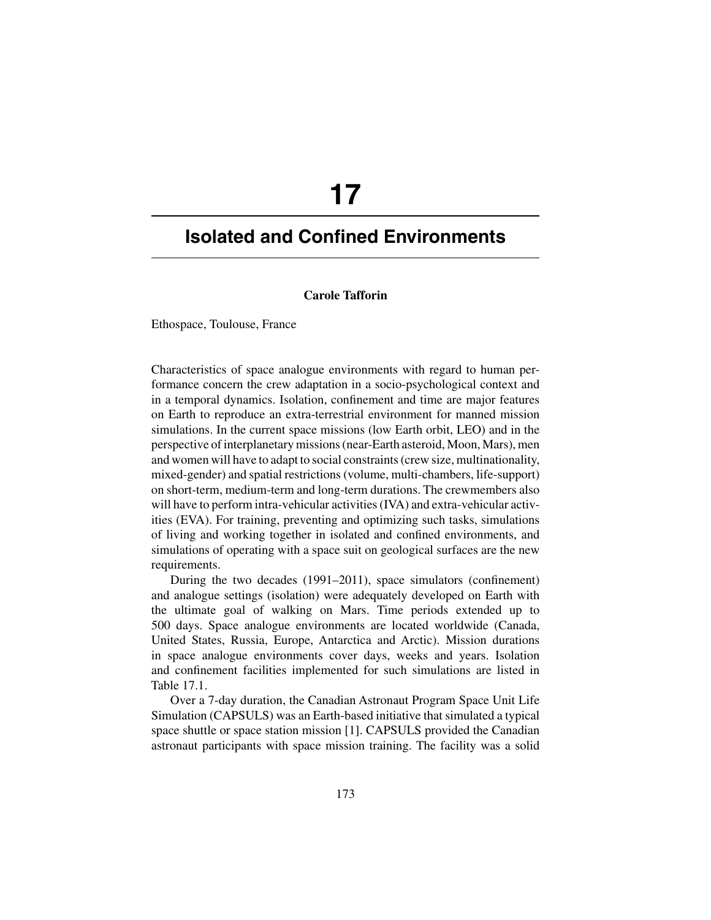# 17

# Isolated and Confined Environments

**Carole Tafforin**

Ethospace, Toulouse, France

Characteristics of space analogue environments with regard to human performance concern the crew adaptation in a socio-psychological context and in a temporal dynamics. Isolation, confinement and time are major features on Earth to reproduce an extra-terrestrial environment for manned mission simulations. In the current space missions (low Earth orbit, LEO) and in the perspective of interplanetary missions (near-Earth asteroid, Moon, Mars), men and women will have to adapt to social constraints (crew size, multinationality, mixed-gender) and spatial restrictions (volume, multi-chambers, life-support) on short-term, medium-term and long-term durations. The crewmembers also will have to perform intra-vehicular activities (IVA) and extra-vehicular activities (EVA). For training, preventing and optimizing such tasks, simulations of living and working together in isolated and confined environments, and simulations of operating with a space suit on geological surfaces are the new requirements.

During the two decades (1991–2011), space simulators (confinement) and analogue settings (isolation) were adequately developed on Earth with the ultimate goal of walking on Mars. Time periods extended up to 500 days. Space analogue environments are located worldwide (Canada, United States, Russia, Europe, Antarctica and Arctic). Mission durations in space analogue environments cover days, weeks and years. Isolation and confinement facilities implemented for such simulations are listed in Table 17.1.

Over a 7-day duration, the Canadian Astronaut Program Space Unit Life Simulation (CAPSULS) was an Earth-based initiative that simulated a typical space shuttle or space station mission [1]. CAPSULS provided the Canadian astronaut participants with space mission training. The facility was a solid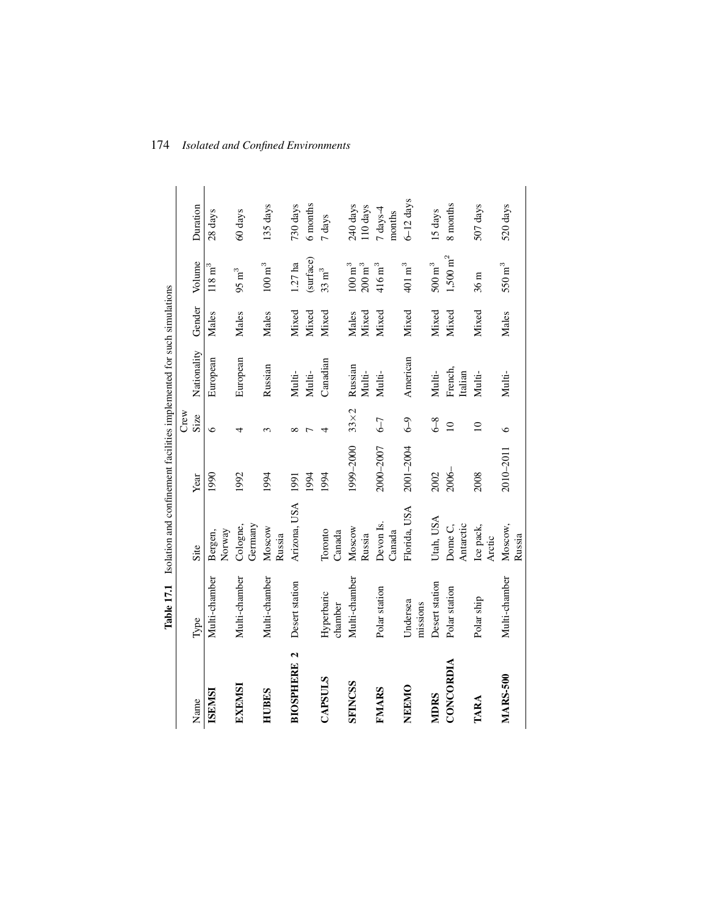**Table 17.1** Isolation and confinement facilities implemented for such simulations

| Name | Type | Site | Year | Crew Size | Nationality | Gender | Volume | Duration |
|---|---|---|---|---|---|---|---|---|
| **ISEMSI** | Multi-chamber | Bergen, Norway | 1990 | 6 | European | Males | 118 $m^3$ | 28 days |
| **EXEMSI** | Multi-chamber | Cologne, Germany | 1992 | 4 | European | Males | 95 $m^3$ | 60 days |
| **HUBES** | Multi-chamber | Moscow Russia | 1994 | 3 | Russian | Males | 100 $m^3$ | 135 days |
| **BIOSPHERE 2** | Desert station | Arizona, USA | 1991 | 8 | Multi- | Mixed | 1.27 ha | 730 days |
| | | | 1994 | 7 | Multi- | Mixed | (surface) | 6 months |
| **CAPSULS** | Hyperbaric chamber | Toronto Canada | 1994 | 4 | Canadian | Mixed | 33 $m^3$ | 7 days |
| **SFINCSS** | Multi-chamber | Moscow Russia | 1999–2000 | 33×2 | Russian | Males | 100 $m^3$ | 240 days |
| | | | | | Multi- | Mixed | 200 $m^3$ | 110 days |
| **FMARS** | Polar station | Devon Is. Canada | 2000–2007 | 6–7 | Multi- | Mixed | 416 $m^3$ | 7 days-4 months |
| **NEEMO** | Undersea missions | Florida, USA | 2001–2004 | 6–9 | American | Mixed | 401 $m^3$ | 6–12 days |
| **MDRS** | Desert station | Utah, USA | 2002 | 6–8 | Multi- | Mixed | 500 $m^3$ | 15 days |
| **CONCORDIA** | Polar station | Dome C, Antarctic | 2006– | 10 | French, Italian | Mixed | 1,500 $m^2$ | 8 months |
| **TARA** | Polar ship | Ice pack, Arctic | 2008 | 10 | Multi- | Mixed | 36 m | 507 days |
| **MARS-500** | Multi-chamber | Moscow, Russia | 2010–2011 | 6 | Multi- | Males | 550 $m^3$ | 520 days |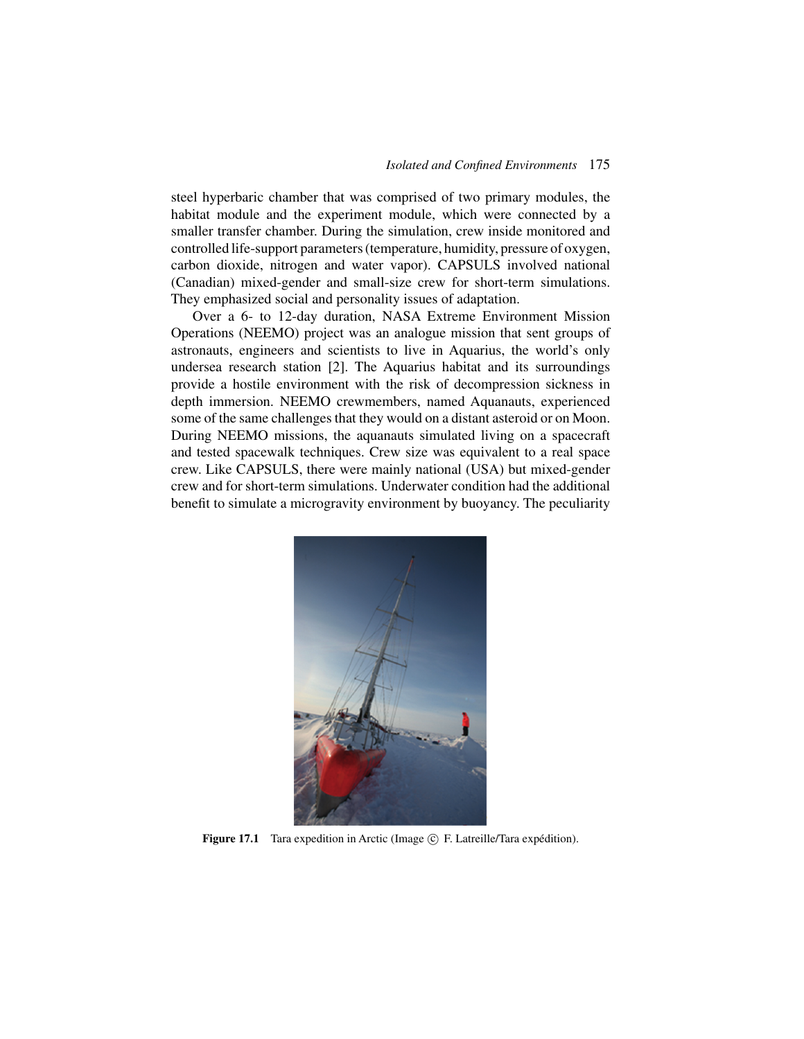steel hyperbaric chamber that was comprised of two primary modules, the habitat module and the experiment module, which were connected by a smaller transfer chamber. During the simulation, crew inside monitored and controlled life-support parameters (temperature, humidity, pressure of oxygen, carbon dioxide, nitrogen and water vapor). CAPSULS involved national (Canadian) mixed-gender and small-size crew for short-term simulations. They emphasized social and personality issues of adaptation.

Over a 6- to 12-day duration, NASA Extreme Environment Mission Operations (NEEMO) project was an analogue mission that sent groups of astronauts, engineers and scientists to live in Aquarius, the world's only undersea research station [2]. The Aquarius habitat and its surroundings provide a hostile environment with the risk of decompression sickness in depth immersion. NEEMO crewmembers, named Aquanauts, experienced some of the same challenges that they would on a distant asteroid or on Moon. During NEEMO missions, the aquanauts simulated living on a spacecraft and tested spacewalk techniques. Crew size was equivalent to a real space crew. Like CAPSULS, there were mainly national (USA) but mixed-gender crew and for short-term simulations. Underwater condition had the additional benefit to simulate a microgravity environment by buoyancy. The peculiarity

**Figure 17.1** Tara expedition in Arctic (Image © F. Latreille/Tara expédition).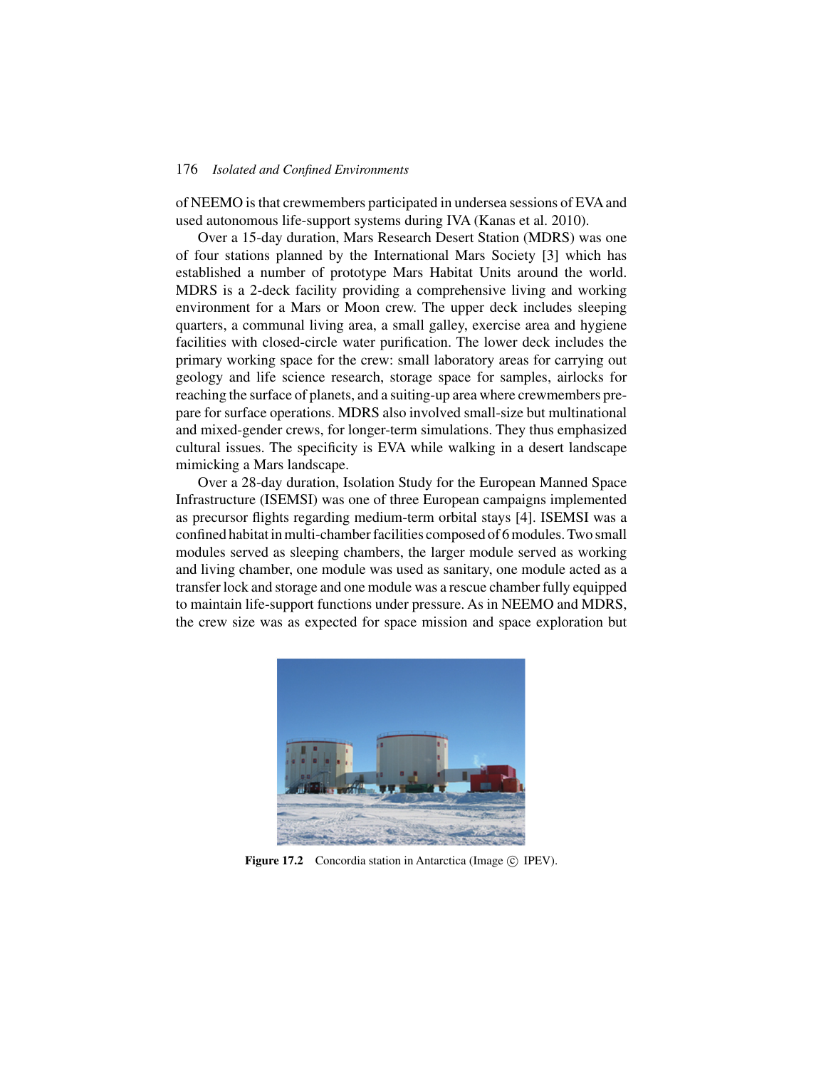of NEEMO is that crewmembers participated in undersea sessions of EVA and used autonomous life-support systems during IVA (Kanas et al. 2010).

Over a 15-day duration, Mars Research Desert Station (MDRS) was one of four stations planned by the International Mars Society [3] which has established a number of prototype Mars Habitat Units around the world. MDRS is a 2-deck facility providing a comprehensive living and working environment for a Mars or Moon crew. The upper deck includes sleeping quarters, a communal living area, a small galley, exercise area and hygiene facilities with closed-circle water purification. The lower deck includes the primary working space for the crew: small laboratory areas for carrying out geology and life science research, storage space for samples, airlocks for reaching the surface of planets, and a suiting-up area where crewmembers prepare for surface operations. MDRS also involved small-size but multinational and mixed-gender crews, for longer-term simulations. They thus emphasized cultural issues. The specificity is EVA while walking in a desert landscape mimicking a Mars landscape.

Over a 28-day duration, Isolation Study for the European Manned Space Infrastructure (ISEMSI) was one of three European campaigns implemented as precursor flights regarding medium-term orbital stays [4]. ISEMSI was a confined habitat in multi-chamber facilities composed of 6 modules. Two small modules served as sleeping chambers, the larger module served as working and living chamber, one module was used as sanitary, one module acted as a transfer lock and storage and one module was a rescue chamber fully equipped to maintain life-support functions under pressure. As in NEEMO and MDRS, the crew size was as expected for space mission and space exploration but

**Figure 17.2** Concordia station in Antarctica (Image © IPEV).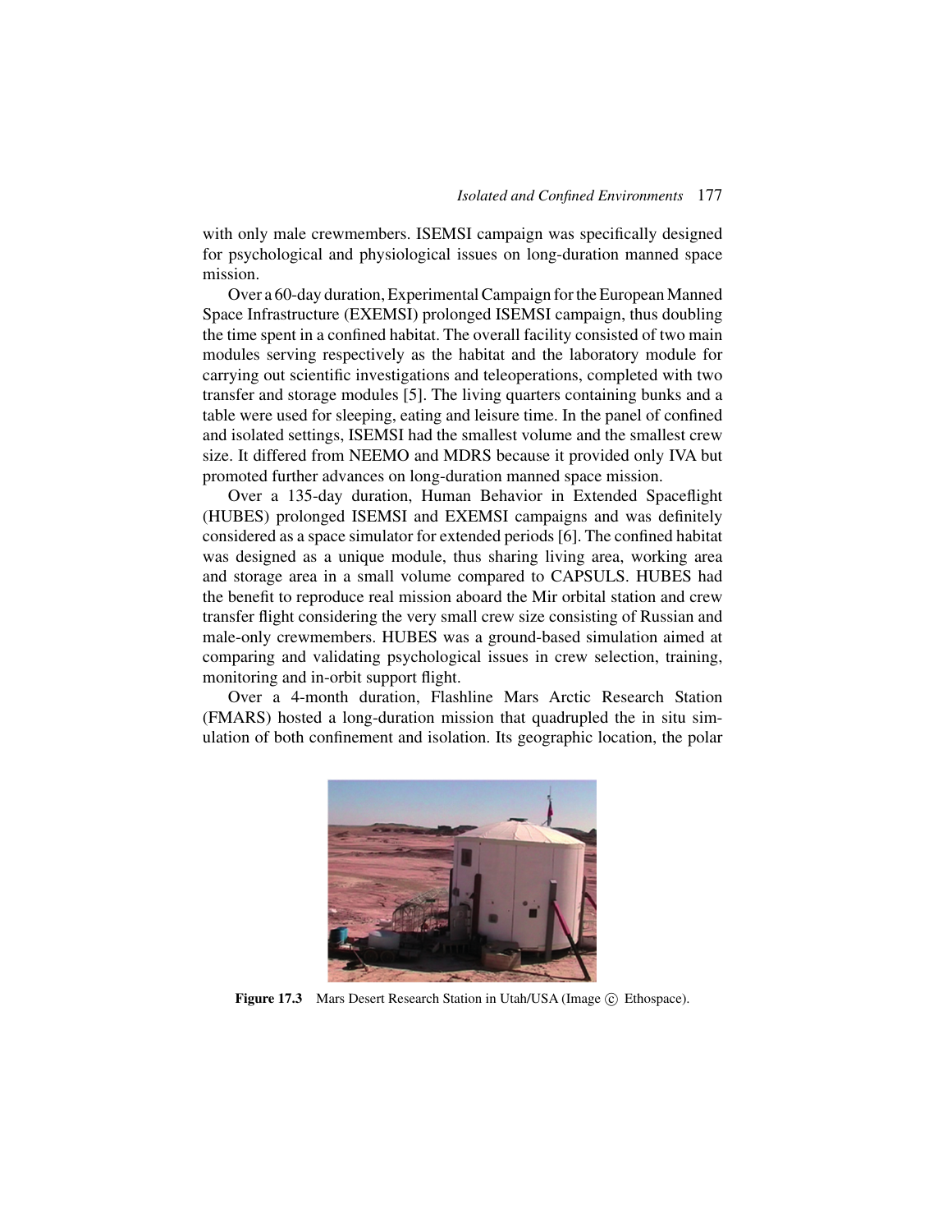with only male crewmembers. ISEMSI campaign was specifically designed for psychological and physiological issues on long-duration manned space mission.

Over a 60-day duration, Experimental Campaign for the European Manned Space Infrastructure (EXEMSI) prolonged ISEMSI campaign, thus doubling the time spent in a confined habitat. The overall facility consisted of two main modules serving respectively as the habitat and the laboratory module for carrying out scientific investigations and teleoperations, completed with two transfer and storage modules [5]. The living quarters containing bunks and a table were used for sleeping, eating and leisure time. In the panel of confined and isolated settings, ISEMSI had the smallest volume and the smallest crew size. It differed from NEEMO and MDRS because it provided only IVA but promoted further advances on long-duration manned space mission.

Over a 135-day duration, Human Behavior in Extended Spaceflight (HUBES) prolonged ISEMSI and EXEMSI campaigns and was definitely considered as a space simulator for extended periods [6]. The confined habitat was designed as a unique module, thus sharing living area, working area and storage area in a small volume compared to CAPSULS. HUBES had the benefit to reproduce real mission aboard the Mir orbital station and crew transfer flight considering the very small crew size consisting of Russian and male-only crewmembers. HUBES was a ground-based simulation aimed at comparing and validating psychological issues in crew selection, training, monitoring and in-orbit support flight.

Over a 4-month duration, Flashline Mars Arctic Research Station (FMARS) hosted a long-duration mission that quadrupled the in situ simulation of both confinement and isolation. Its geographic location, the polar

**Figure 17.3** Mars Desert Research Station in Utah/USA (Image © Ethospace).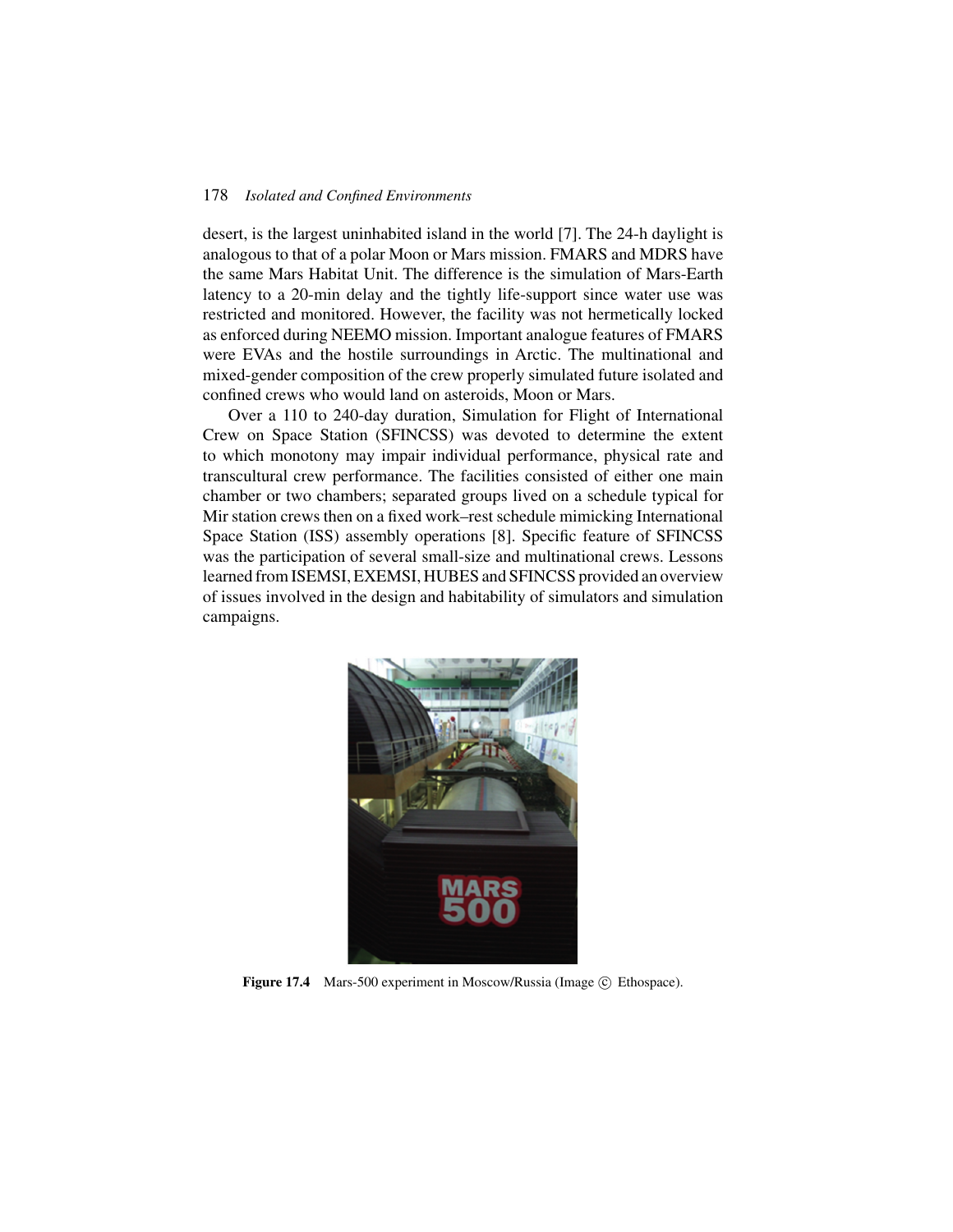desert, is the largest uninhabited island in the world [7]. The 24-h daylight is analogous to that of a polar Moon or Mars mission. FMARS and MDRS have the same Mars Habitat Unit. The difference is the simulation of Mars-Earth latency to a 20-min delay and the tightly life-support since water use was restricted and monitored. However, the facility was not hermetically locked as enforced during NEEMO mission. Important analogue features of FMARS were EVAs and the hostile surroundings in Arctic. The multinational and mixed-gender composition of the crew properly simulated future isolated and confined crews who would land on asteroids, Moon or Mars.

Over a 110 to 240-day duration, Simulation for Flight of International Crew on Space Station (SFINCSS) was devoted to determine the extent to which monotony may impair individual performance, physical rate and transcultural crew performance. The facilities consisted of either one main chamber or two chambers; separated groups lived on a schedule typical for Mir station crews then on a fixed work–rest schedule mimicking International Space Station (ISS) assembly operations [8]. Specific feature of SFINCSS was the participation of several small-size and multinational crews. Lessons learned from ISEMSI, EXEMSI, HUBES and SFINCSS provided an overview of issues involved in the design and habitability of simulators and simulation campaigns.

**Figure 17.4** Mars-500 experiment in Moscow/Russia (Image © Ethospace).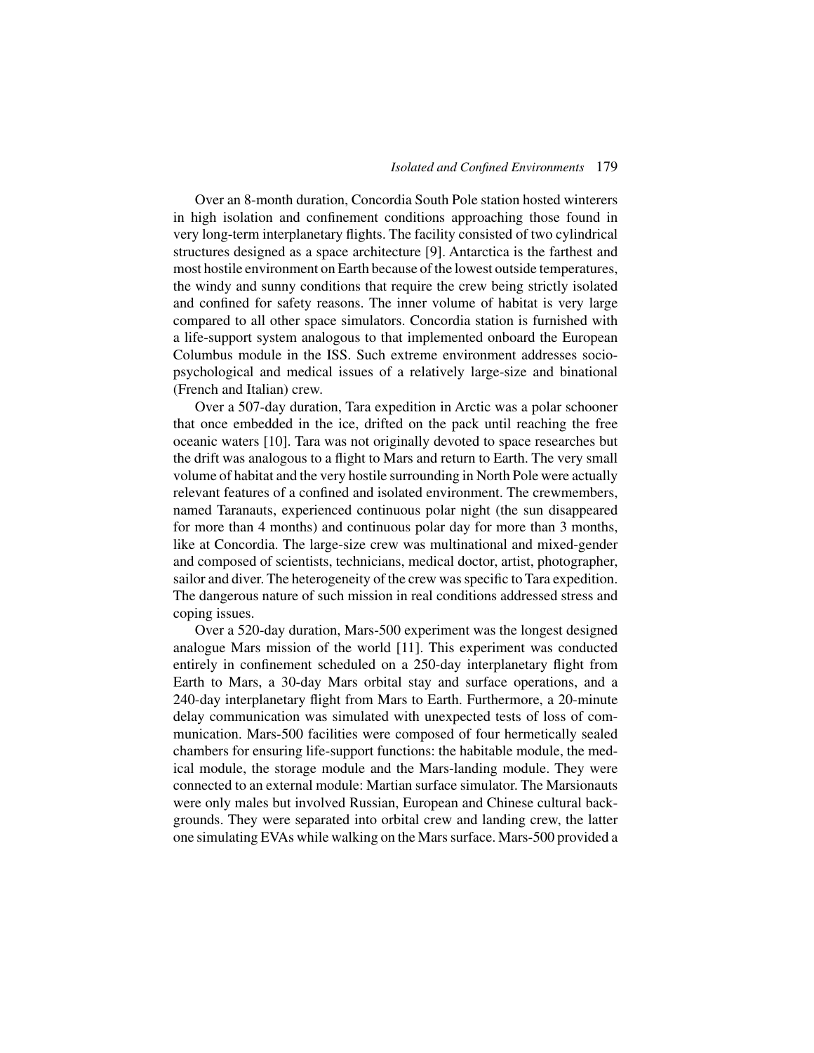Over an 8-month duration, Concordia South Pole station hosted winterers in high isolation and confinement conditions approaching those found in very long-term interplanetary flights. The facility consisted of two cylindrical structures designed as a space architecture [9]. Antarctica is the farthest and most hostile environment on Earth because of the lowest outside temperatures, the windy and sunny conditions that require the crew being strictly isolated and confined for safety reasons. The inner volume of habitat is very large compared to all other space simulators. Concordia station is furnished with a life-support system analogous to that implemented onboard the European Columbus module in the ISS. Such extreme environment addresses socio-psychological and medical issues of a relatively large-size and binational (French and Italian) crew.

Over a 507-day duration, Tara expedition in Arctic was a polar schooner that once embedded in the ice, drifted on the pack until reaching the free oceanic waters [10]. Tara was not originally devoted to space researches but the drift was analogous to a flight to Mars and return to Earth. The very small volume of habitat and the very hostile surrounding in North Pole were actually relevant features of a confined and isolated environment. The crewmembers, named Taranauts, experienced continuous polar night (the sun disappeared for more than 4 months) and continuous polar day for more than 3 months, like at Concordia. The large-size crew was multinational and mixed-gender and composed of scientists, technicians, medical doctor, artist, photographer, sailor and diver. The heterogeneity of the crew was specific to Tara expedition. The dangerous nature of such mission in real conditions addressed stress and coping issues.

Over a 520-day duration, Mars-500 experiment was the longest designed analogue Mars mission of the world [11]. This experiment was conducted entirely in confinement scheduled on a 250-day interplanetary flight from Earth to Mars, a 30-day Mars orbital stay and surface operations, and a 240-day interplanetary flight from Mars to Earth. Furthermore, a 20-minute delay communication was simulated with unexpected tests of loss of communication. Mars-500 facilities were composed of four hermetically sealed chambers for ensuring life-support functions: the habitable module, the medical module, the storage module and the Mars-landing module. They were connected to an external module: Martian surface simulator. The Marsionauts were only males but involved Russian, European and Chinese cultural backgrounds. They were separated into orbital crew and landing crew, the latter one simulating EVAs while walking on the Mars surface. Mars-500 provided a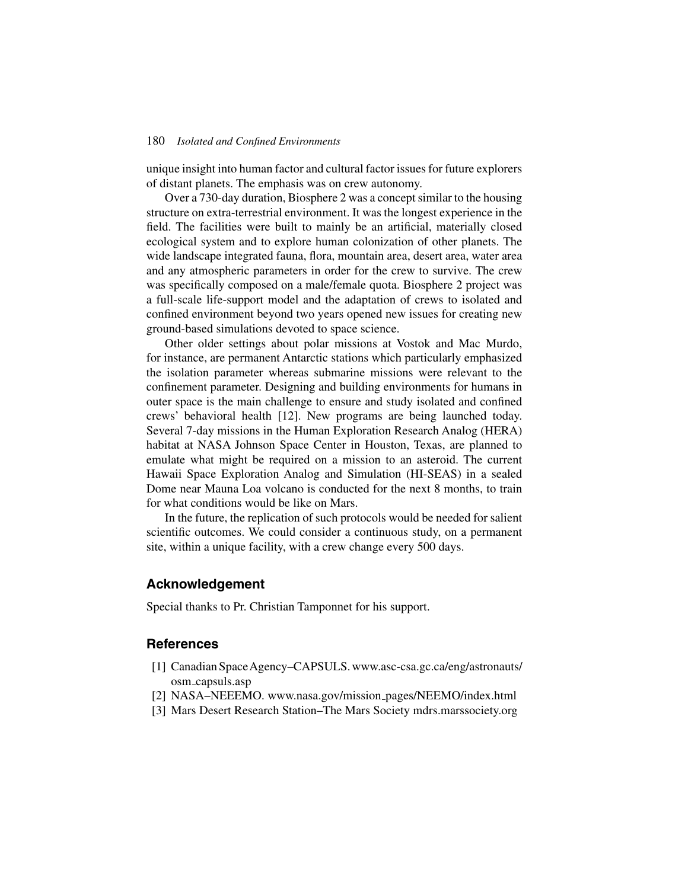unique insight into human factor and cultural factor issues for future explorers of distant planets. The emphasis was on crew autonomy.

Over a 730-day duration, Biosphere 2 was a concept similar to the housing structure on extra-terrestrial environment. It was the longest experience in the field. The facilities were built to mainly be an artificial, materially closed ecological system and to explore human colonization of other planets. The wide landscape integrated fauna, flora, mountain area, desert area, water area and any atmospheric parameters in order for the crew to survive. The crew was specifically composed on a male/female quota. Biosphere 2 project was a full-scale life-support model and the adaptation of crews to isolated and confined environment beyond two years opened new issues for creating new ground-based simulations devoted to space science.

Other older settings about polar missions at Vostok and Mac Murdo, for instance, are permanent Antarctic stations which particularly emphasized the isolation parameter whereas submarine missions were relevant to the confinement parameter. Designing and building environments for humans in outer space is the main challenge to ensure and study isolated and confined crews' behavioral health [12]. New programs are being launched today. Several 7-day missions in the Human Exploration Research Analog (HERA) habitat at NASA Johnson Space Center in Houston, Texas, are planned to emulate what might be required on a mission to an asteroid. The current Hawaii Space Exploration Analog and Simulation (HI-SEAS) in a sealed Dome near Mauna Loa volcano is conducted for the next 8 months, to train for what conditions would be like on Mars.

In the future, the replication of such protocols would be needed for salient scientific outcomes. We could consider a continuous study, on a permanent site, within a unique facility, with a crew change every 500 days.

## Acknowledgement

Special thanks to Pr. Christian Tamponnet for his support.

## References

[1] Canadian Space Agency–CAPSULS. www.asc-csa.gc.ca/eng/astronauts/osm_capsuls.asp

[2] NASA–NEEEMO. www.nasa.gov/mission_pages/NEEMO/index.html

[3] Mars Desert Research Station–The Mars Society mdrs.marssociety.org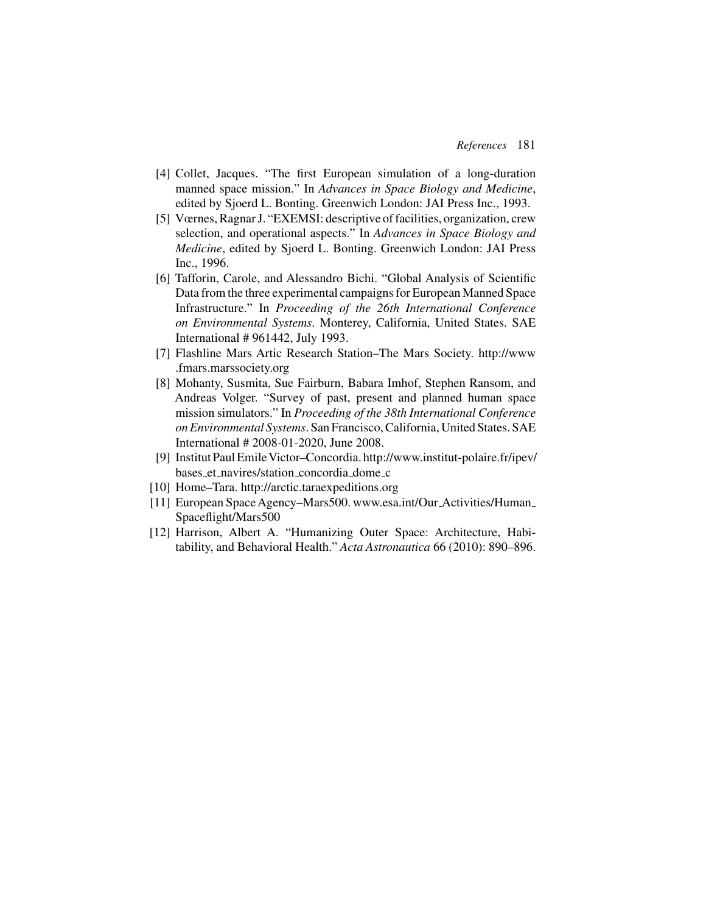[4] Collet, Jacques. "The first European simulation of a long-duration manned space mission." In *Advances in Space Biology and Medicine*, edited by Sjoerd L. Bonting. Greenwich London: JAI Press Inc., 1993.

[5] Vœrnes, Ragnar J. "EXEMSI: descriptive of facilities, organization, crew selection, and operational aspects." In *Advances in Space Biology and Medicine*, edited by Sjoerd L. Bonting. Greenwich London: JAI Press Inc., 1996.

[6] Tafforin, Carole, and Alessandro Bichi. "Global Analysis of Scientific Data from the three experimental campaigns for European Manned Space Infrastructure." In *Proceeding of the 26th International Conference on Environmental Systems*. Monterey, California, United States. SAE International # 961442, July 1993.

[7] Flashline Mars Artic Research Station–The Mars Society. http://www.fmars.marssociety.org

[8] Mohanty, Susmita, Sue Fairburn, Babara Imhof, Stephen Ransom, and Andreas Volger. "Survey of past, present and planned human space mission simulators." In *Proceeding of the 38th International Conference on Environmental Systems*. San Francisco, California, United States. SAE International # 2008-01-2020, June 2008.

[9] Institut Paul Emile Victor–Concordia. http://www.institut-polaire.fr/ipev/bases_et_navires/station_concordia_dome_c

[10] Home–Tara. http://arctic.taraexpeditions.org

[11] European Space Agency–Mars500. www.esa.int/Our_Activities/Human_Spaceflight/Mars500

[12] Harrison, Albert A. "Humanizing Outer Space: Architecture, Habitability, and Behavioral Health." *Acta Astronautica* 66 (2010): 890–896.